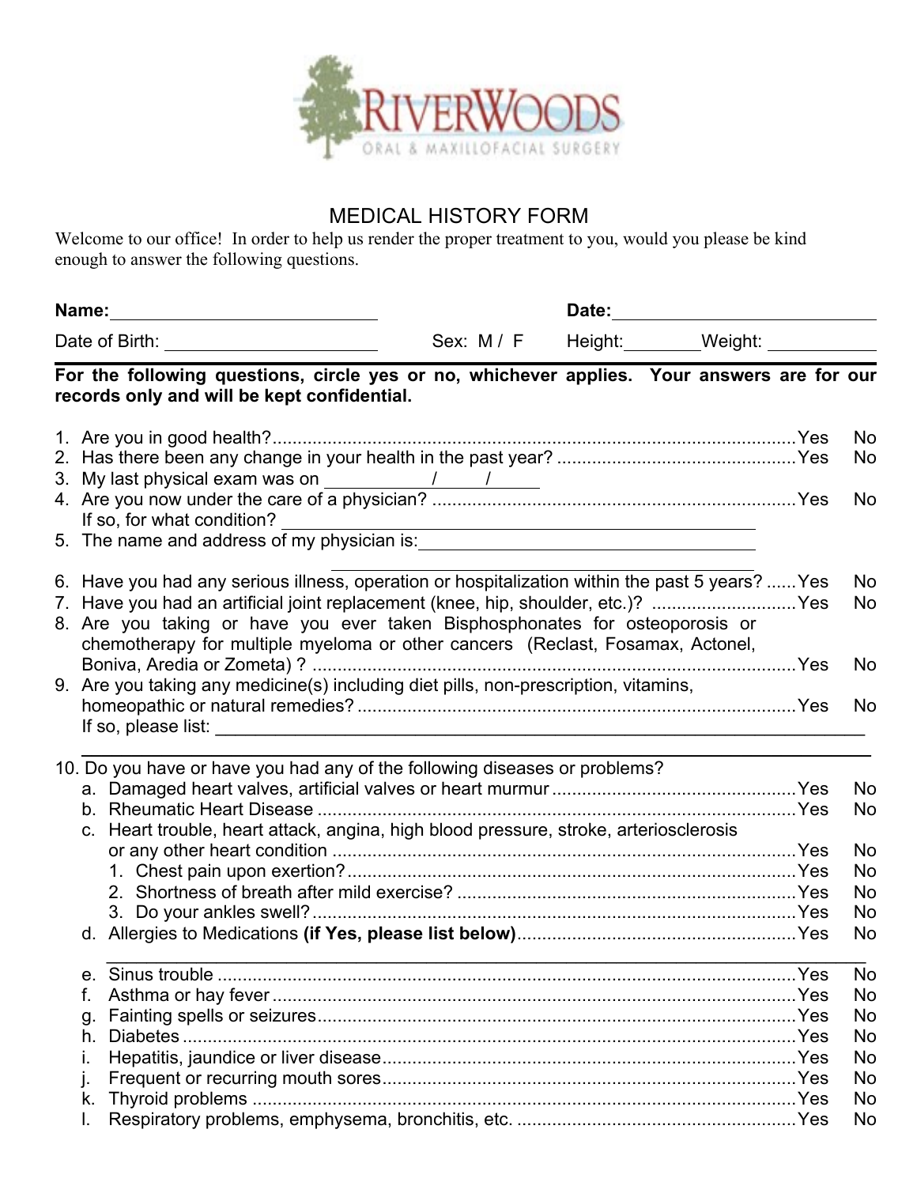RIVERWOODS

ORAL & MAXILLOFACIAL SURGERY

# MEDICAL HISTORY FORM

Welcome to our office! In order to help us render the proper treatment to you, would you please be kind enough to answer the following questions.

**Name:** ____________________________ **Date:** ____________________________

Date of Birth: ______________________ Sex: M / F Height: ________ Weight: ___________

**For the following questions, circle yes or no, whichever applies. Your answers are for our records only and will be kept confidential.**

1. Are you in good health?............................................ Yes No
2. Has there been any change in your health in the past year? ............................................ Yes No
3. My last physical exam was on ________/______/______
4. Are you now under the care of a physician? ............................................ Yes No
   If so, for what condition? ______________________________________________
5. The name and address of my physician is: ______________________________________________

   ______________________________________________
6. Have you had any serious illness, operation or hospitalization within the past 5 years? ...... Yes No
7. Have you had an artificial joint replacement (knee, hip, shoulder, etc.)? ............................ Yes No
8. Are you taking or have you ever taken Bisphosphonates for osteoporosis or chemotherapy for multiple myeloma or other cancers (Reclast, Fosamax, Actonel, Boniva, Aredia or Zometa) ? ............................................ Yes No
9. Are you taking any medicine(s) including diet pills, non-prescription, vitamins, homeopathic or natural remedies? ............................................ Yes No
   If so, please list: ______________________________________________

   ______________________________________________
10. Do you have or have you had any of the following diseases or problems?
    a. Damaged heart valves, artificial valves or heart murmur ............................................ Yes No
    b. Rheumatic Heart Disease ............................................ Yes No
    c. Heart trouble, heart attack, angina, high blood pressure, stroke, arteriosclerosis or any other heart condition ............................................ Yes No
       1. Chest pain upon exertion? ............................................ Yes No
       2. Shortness of breath after mild exercise? ............................................ Yes No
       3. Do your ankles swell? ............................................ Yes No
    d. Allergies to Medications **(if Yes, please list below)** ............................................ Yes No

       ______________________________________________
    e. Sinus trouble ............................................ Yes No
    f. Asthma or hay fever ............................................ Yes No
    g. Fainting spells or seizures ............................................ Yes No
    h. Diabetes ............................................ Yes No
    i. Hepatitis, jaundice or liver disease ............................................ Yes No
    j. Frequent or recurring mouth sores ............................................ Yes No
    k. Thyroid problems ............................................ Yes No
    l. Respiratory problems, emphysema, bronchitis, etc. ............................................ Yes No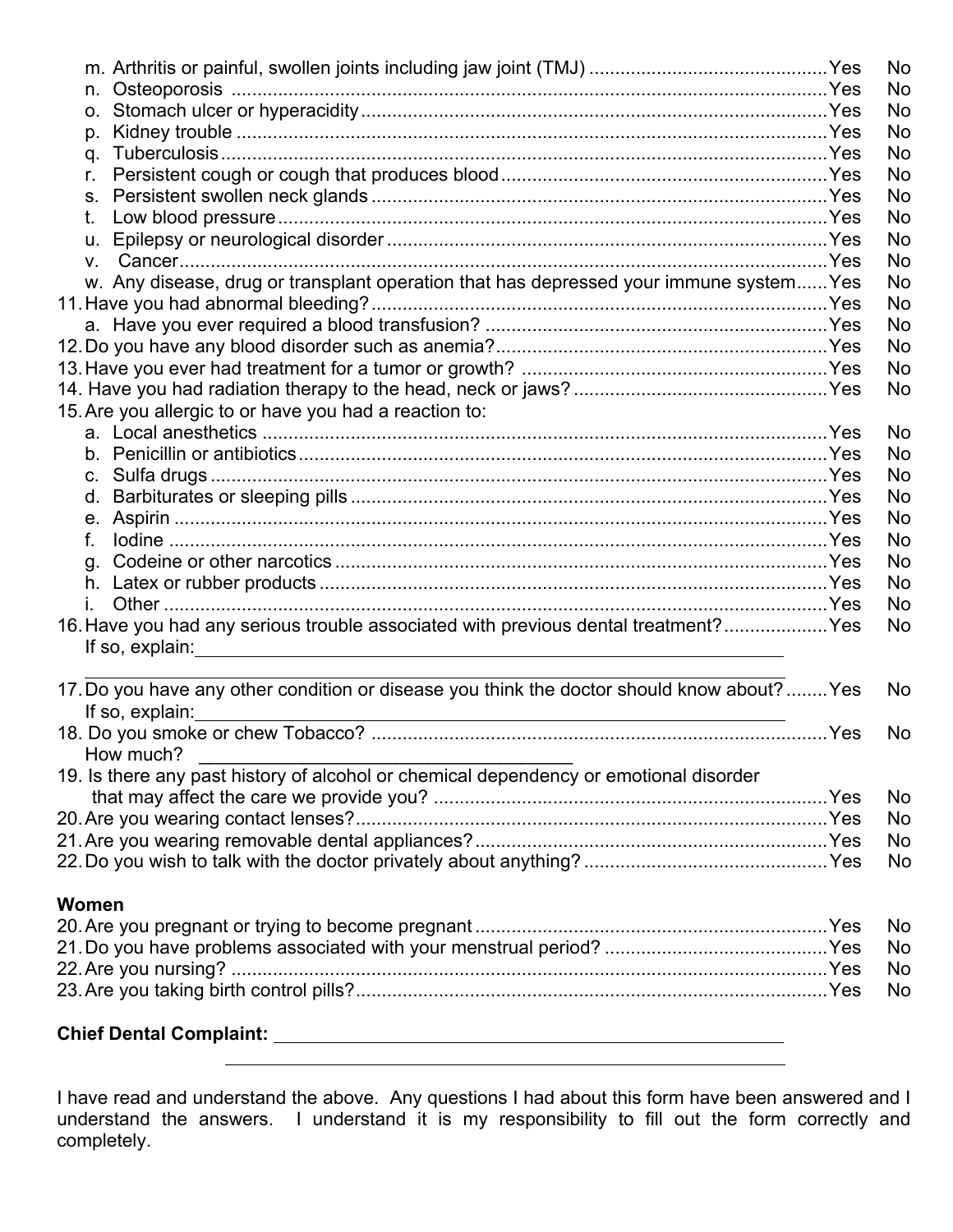m. Arthritis or painful, swollen joints including jaw joint (TMJ) .............................................. Yes No
n. Osteoporosis ................................................................................................... Yes No
o. Stomach ulcer or hyperacidity .......................................................................... Yes No
p. Kidney trouble .................................................................................................. Yes No
q. Tuberculosis ..................................................................................................... Yes No
r. Persistent cough or cough that produces blood ............................................... Yes No
s. Persistent swollen neck glands ........................................................................ Yes No
t. Low blood pressure .......................................................................................... Yes No
u. Epilepsy or neurological disorder ..................................................................... Yes No
v. Cancer ............................................................................................................. Yes No
w. Any disease, drug or transplant operation that has depressed your immune system ...... Yes No

11. Have you had abnormal bleeding? ........................................................................ Yes No
    a. Have you ever required a blood transfusion? .................................................. Yes No
12. Do you have any blood disorder such as anemia? ................................................ Yes No
13. Have you ever had treatment for a tumor or growth? ........................................... Yes No
14. Have you had radiation therapy to the head, neck or jaws? ................................. Yes No
15. Are you allergic to or have you had a reaction to:
    a. Local anesthetics ............................................................................................. Yes No
    b. Penicillin or antibiotics ...................................................................................... Yes No
    c. Sulfa drugs ....................................................................................................... Yes No
    d. Barbiturates or sleeping pills ............................................................................ Yes No
    e. Aspirin ............................................................................................................. Yes No
    f. Iodine ............................................................................................................... Yes No
    g. Codeine or other narcotics ............................................................................... Yes No
    h. Latex or rubber products .................................................................................. Yes No
    i. Other ................................................................................................................ Yes No
16. Have you had any serious trouble associated with previous dental treatment? .................... Yes No
    If so, explain: ______________________________________________

17. Do you have any other condition or disease you think the doctor should know about? ........ Yes No
    If so, explain: ______________________________________________
18. Do you smoke or chew Tobacco? ........................................................................ Yes No
    How much? ______________________________
19. Is there any past history of alcohol or chemical dependency or emotional disorder
    that may affect the care we provide you? ............................................................ Yes No
20. Are you wearing contact lenses? ........................................................................... Yes No
21. Are you wearing removable dental appliances? .................................................... Yes No
22. Do you wish to talk with the doctor privately about anything? ............................... Yes No

**Women**

20. Are you pregnant or trying to become pregnant .................................................... Yes No
21. Do you have problems associated with your menstrual period? ............................ Yes No
22. Are you nursing? .................................................................................................. Yes No
23. Are you taking birth control pills? ........................................................................... Yes No

**Chief Dental Complaint:** ______________________________________________

______________________________________________

I have read and understand the above. Any questions I had about this form have been answered and I understand the answers. I understand it is my responsibility to fill out the form correctly and completely.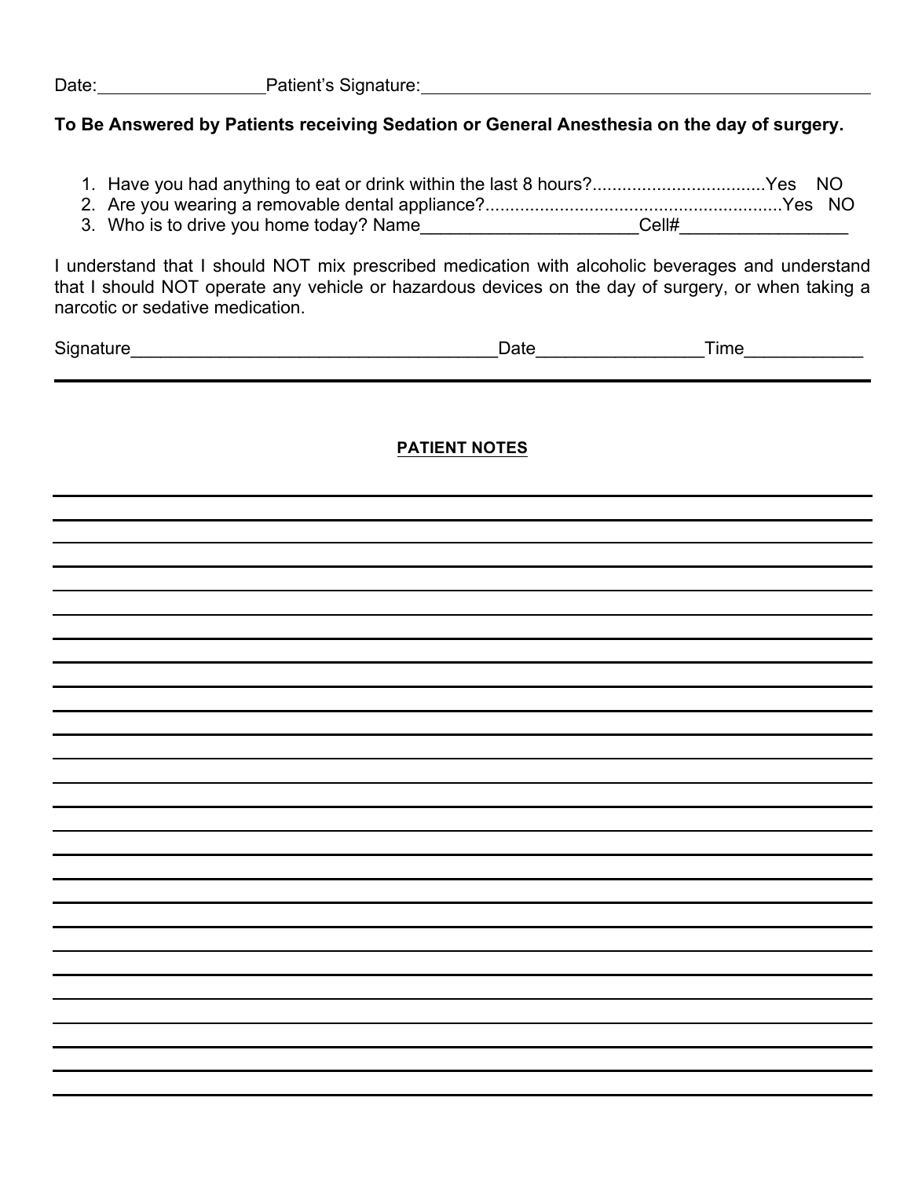Date:__________________Patient's Signature:_____________________________________________

**To Be Answered by Patients receiving Sedation or General Anesthesia on the day of surgery.**

1. Have you had anything to eat or drink within the last 8 hours?...................................Yes NO
2. Are you wearing a removable dental appliance?............................................................Yes NO
3. Who is to drive you home today? Name______________________Cell#_________________

I understand that I should NOT mix prescribed medication with alcoholic beverages and understand that I should NOT operate any vehicle or hazardous devices on the day of surgery, or when taking a narcotic or sedative medication.

Signature_____________________________________Date________________Time____________

---

**PATIENT NOTES**

---